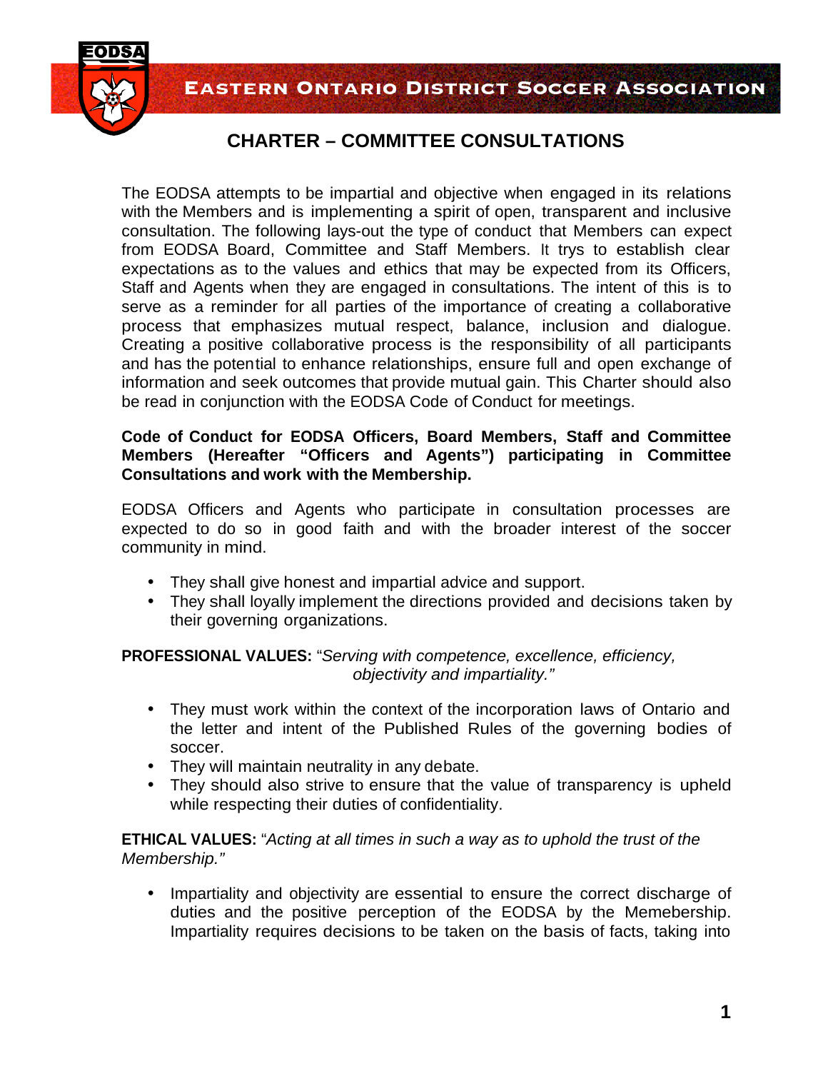# Eastern Ontario District Soccer Association

## CHARTER – COMMITTEE CONSULTATIONS

The EODSA attempts to be impartial and objective when engaged in its relations with the Members and is implementing a spirit of open, transparent and inclusive consultation. The following lays-out the type of conduct that Members can expect from EODSA Board, Committee and Staff Members. It trys to establish clear expectations as to the values and ethics that may be expected from its Officers, Staff and Agents when they are engaged in consultations. The intent of this is to serve as a reminder for all parties of the importance of creating a collaborative process that emphasizes mutual respect, balance, inclusion and dialogue. Creating a positive collaborative process is the responsibility of all participants and has the potential to enhance relationships, ensure full and open exchange of information and seek outcomes that provide mutual gain. This Charter should also be read in conjunction with the EODSA Code of Conduct for meetings.

**Code of Conduct for EODSA Officers, Board Members, Staff and Committee Members (Hereafter "Officers and Agents") participating in Committee Consultations and work with the Membership.**

EODSA Officers and Agents who participate in consultation processes are expected to do so in good faith and with the broader interest of the soccer community in mind.

- They shall give honest and impartial advice and support.
- They shall loyally implement the directions provided and decisions taken by their governing organizations.

**PROFESSIONAL VALUES:** "*Serving with competence, excellence, efficiency, objectivity and impartiality.*"

- They must work within the context of the incorporation laws of Ontario and the letter and intent of the Published Rules of the governing bodies of soccer.
- They will maintain neutrality in any debate.
- They should also strive to ensure that the value of transparency is upheld while respecting their duties of confidentiality.

**ETHICAL VALUES:** "*Acting at all times in such a way as to uphold the trust of the Membership.*"

- Impartiality and objectivity are essential to ensure the correct discharge of duties and the positive perception of the EODSA by the Memebership. Impartiality requires decisions to be taken on the basis of facts, taking into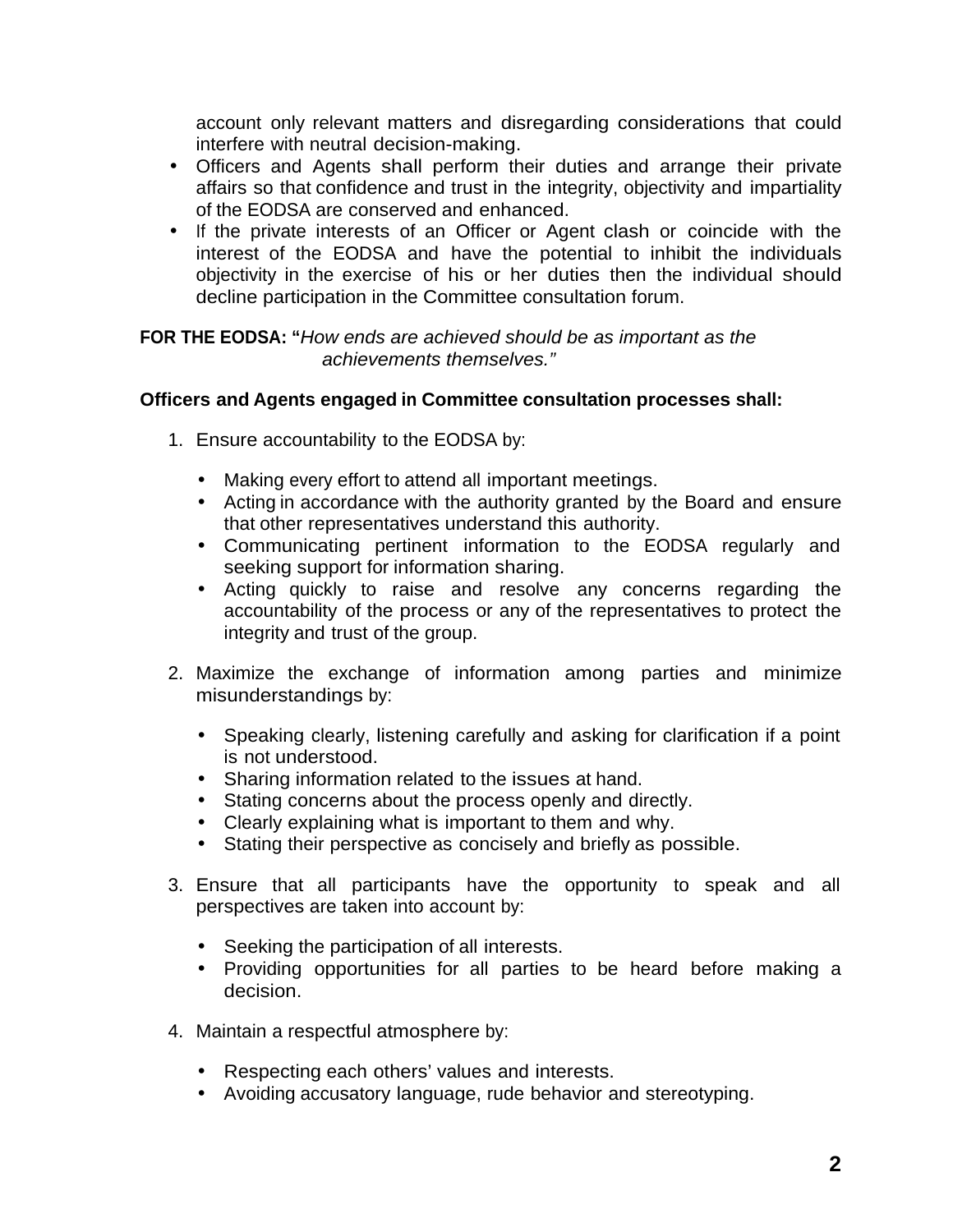account only relevant matters and disregarding considerations that could interfere with neutral decision-making.

- Officers and Agents shall perform their duties and arrange their private affairs so that confidence and trust in the integrity, objectivity and impartiality of the EODSA are conserved and enhanced.
- If the private interests of an Officer or Agent clash or coincide with the interest of the EODSA and have the potential to inhibit the individuals objectivity in the exercise of his or her duties then the individual should decline participation in the Committee consultation forum.

**FOR THE EODSA: "***How ends are achieved should be as important as the achievements themselves."*

**Officers and Agents engaged in Committee consultation processes shall:**

1. Ensure accountability to the EODSA by:

    - Making every effort to attend all important meetings.
    - Acting in accordance with the authority granted by the Board and ensure that other representatives understand this authority.
    - Communicating pertinent information to the EODSA regularly and seeking support for information sharing.
    - Acting quickly to raise and resolve any concerns regarding the accountability of the process or any of the representatives to protect the integrity and trust of the group.

2. Maximize the exchange of information among parties and minimize misunderstandings by:

    - Speaking clearly, listening carefully and asking for clarification if a point is not understood.
    - Sharing information related to the issues at hand.
    - Stating concerns about the process openly and directly.
    - Clearly explaining what is important to them and why.
    - Stating their perspective as concisely and briefly as possible.

3. Ensure that all participants have the opportunity to speak and all perspectives are taken into account by:

    - Seeking the participation of all interests.
    - Providing opportunities for all parties to be heard before making a decision.

4. Maintain a respectful atmosphere by:

    - Respecting each others' values and interests.
    - Avoiding accusatory language, rude behavior and stereotyping.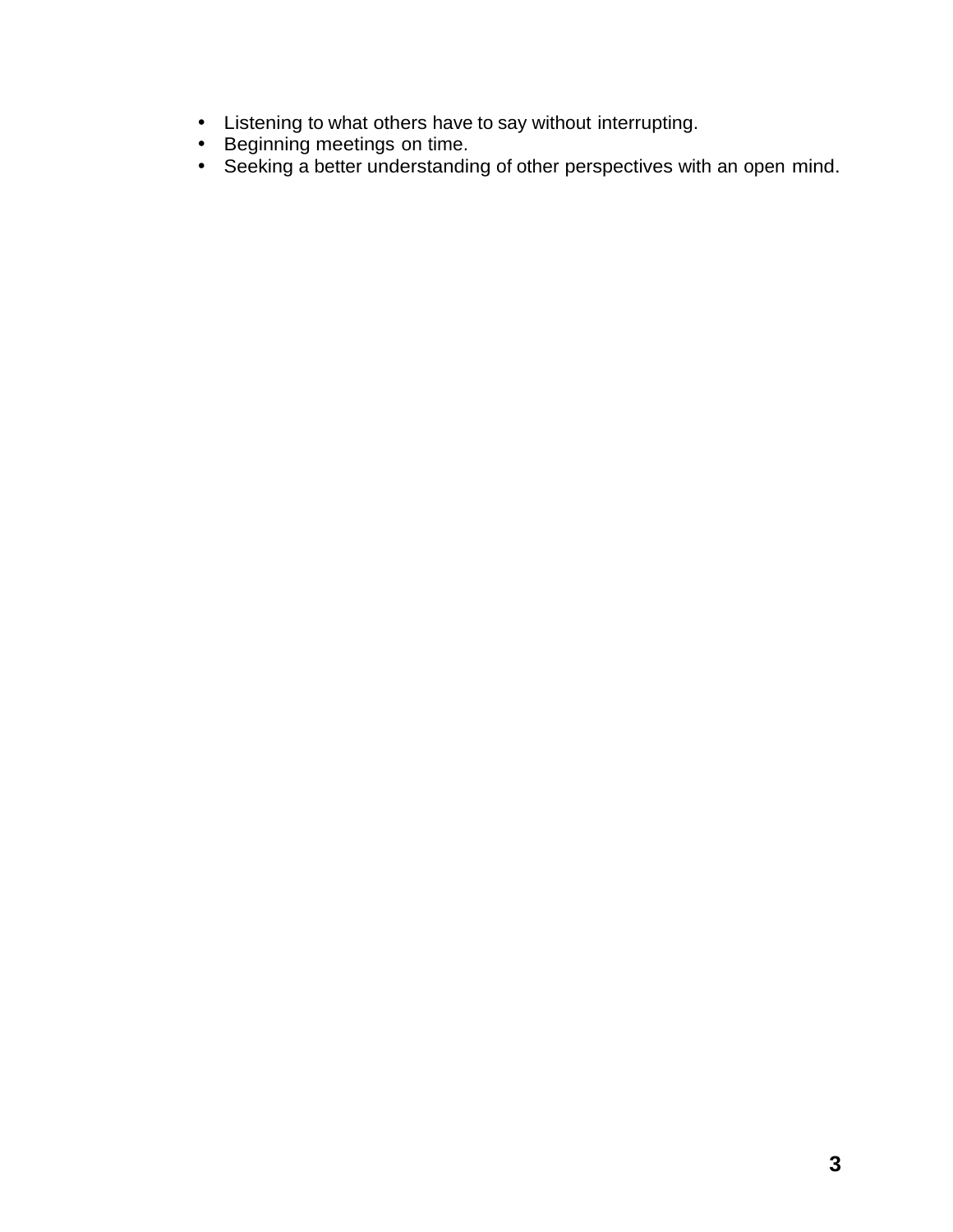- Listening to what others have to say without interrupting.
- Beginning meetings on time.
- Seeking a better understanding of other perspectives with an open mind.